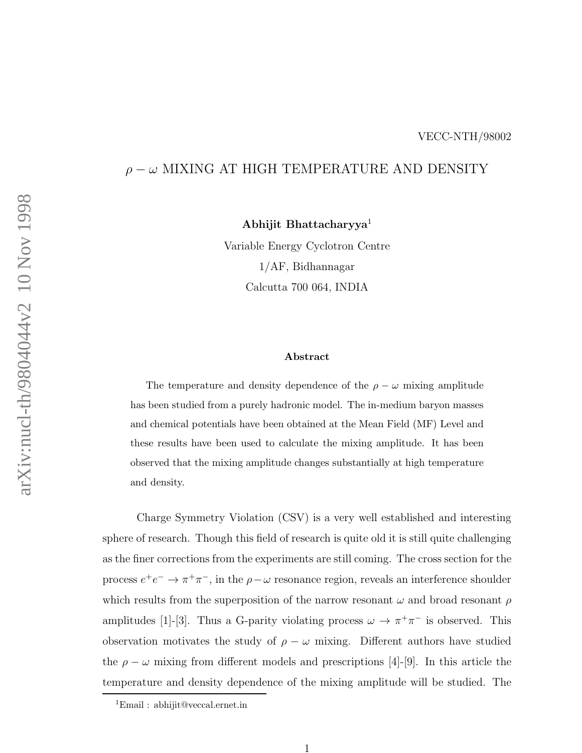VECC-NTH/98002

# $\rho - \omega$ MIXING AT HIGH TEMPERATURE AND DENSITY

**Abhijit Bhattacharyya**[1]

Variable Energy Cyclotron Centre
1/AF, Bidhannagar
Calcutta 700 064, INDIA

### Abstract

The temperature and density dependence of the $\rho - \omega$ mixing amplitude has been studied from a purely hadronic model. The in-medium baryon masses and chemical potentials have been obtained at the Mean Field (MF) Level and these results have been used to calculate the mixing amplitude. It has been observed that the mixing amplitude changes substantially at high temperature and density.

Charge Symmetry Violation (CSV) is a very well established and interesting sphere of research. Though this field of research is quite old it is still quite challenging as the finer corrections from the experiments are still coming. The cross section for the process $e^+e^- \rightarrow \pi^+\pi^-$, in the $\rho - \omega$ resonance region, reveals an interference shoulder which results from the superposition of the narrow resonant $\omega$ and broad resonant $\rho$ amplitudes [1]-[3]. Thus a G-parity violating process $\omega \rightarrow \pi^+\pi^-$ is observed. This observation motivates the study of $\rho - \omega$ mixing. Different authors have studied the $\rho - \omega$ mixing from different models and prescriptions [4]-[9]. In this article the temperature and density dependence of the mixing amplitude will be studied. The

[1] Email : abhijit@veccal.ernet.in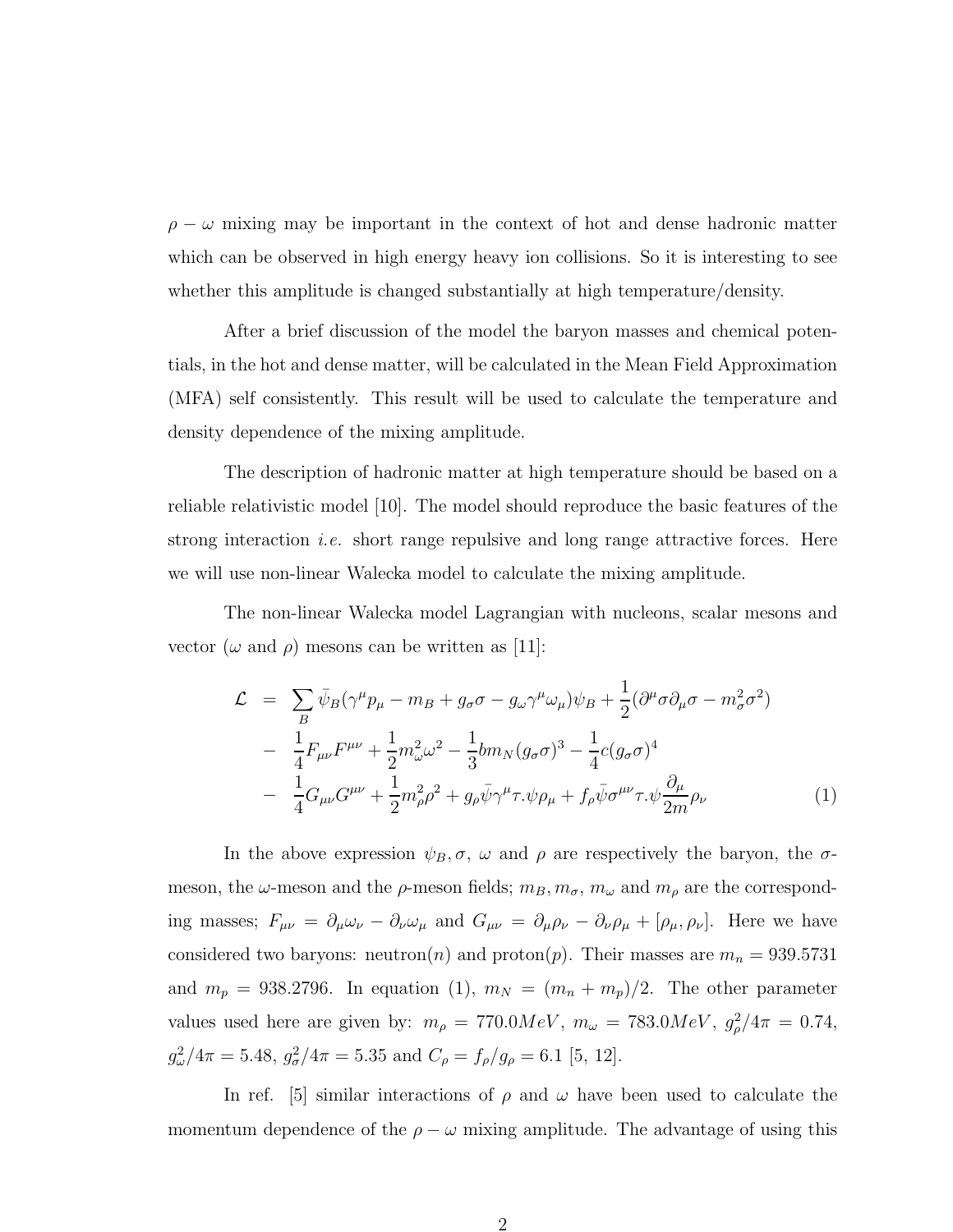$\rho - \omega$ mixing may be important in the context of hot and dense hadronic matter which can be observed in high energy heavy ion collisions. So it is interesting to see whether this amplitude is changed substantially at high temperature/density.

After a brief discussion of the model the baryon masses and chemical potentials, in the hot and dense matter, will be calculated in the Mean Field Approximation (MFA) self consistently. This result will be used to calculate the temperature and density dependence of the mixing amplitude.

The description of hadronic matter at high temperature should be based on a reliable relativistic model [10]. The model should reproduce the basic features of the strong interaction *i.e.* short range repulsive and long range attractive forces. Here we will use non-linear Walecka model to calculate the mixing amplitude.

The non-linear Walecka model Lagrangian with nucleons, scalar mesons and vector ($\omega$ and $\rho$) mesons can be written as [11]:

$$
\begin{aligned}
\mathcal{L} &= \sum_B \bar{\psi}_B(\gamma^\mu p_\mu - m_B + g_\sigma \sigma - g_\omega \gamma^\mu \omega_\mu)\psi_B + \frac{1}{2}(\partial^\mu \sigma \partial_\mu \sigma - m_\sigma^2 \sigma^2) \\
&- \frac{1}{4} F_{\mu\nu} F^{\mu\nu} + \frac{1}{2} m_\omega^2 \omega^2 - \frac{1}{3} b m_N (g_\sigma \sigma)^3 - \frac{1}{4} c (g_\sigma \sigma)^4 \\
&- \frac{1}{4} G_{\mu\nu} G^{\mu\nu} + \frac{1}{2} m_\rho^2 \rho^2 + g_\rho \bar{\psi} \gamma^\mu \tau . \psi \rho_\mu + f_\rho \bar{\psi} \sigma^{\mu\nu} \tau . \psi \frac{\partial_\mu}{2m} \rho_\nu \qquad (1)
\end{aligned}
$$

In the above expression $\psi_B, \sigma$, $\omega$ and $\rho$ are respectively the baryon, the $\sigma$-meson, the $\omega$-meson and the $\rho$-meson fields; $m_B, m_\sigma$, $m_\omega$ and $m_\rho$ are the corresponding masses; $F_{\mu\nu} = \partial_\mu \omega_\nu - \partial_\nu \omega_\mu$ and $G_{\mu\nu} = \partial_\mu \rho_\nu - \partial_\nu \rho_\mu + [\rho_\mu, \rho_\nu]$. Here we have considered two baryons: neutron($n$) and proton($p$). Their masses are $m_n = 939.5731$ and $m_p = 938.2796$. In equation (1), $m_N = (m_n + m_p)/2$. The other parameter values used here are given by: $m_\rho = 770.0 MeV$, $m_\omega = 783.0 MeV$, $g_\rho^2/4\pi = 0.74$, $g_\omega^2/4\pi = 5.48$, $g_\sigma^2/4\pi = 5.35$ and $C_\rho = f_\rho/g_\rho = 6.1$ [5, 12].

In ref. [5] similar interactions of $\rho$ and $\omega$ have been used to calculate the momentum dependence of the $\rho - \omega$ mixing amplitude. The advantage of using this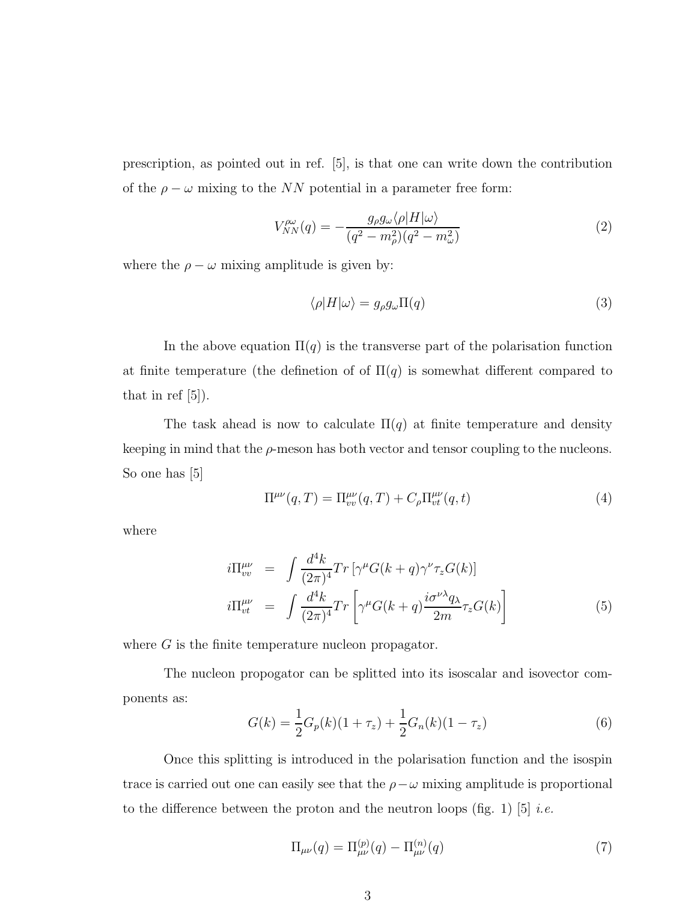prescription, as pointed out in ref. [5], is that one can write down the contribution of the $\rho - \omega$ mixing to the $NN$ potential in a parameter free form:

$$
V_{NN}^{\rho\omega}(q) = -\frac{g_\rho g_\omega \langle \rho | H | \omega \rangle}{(q^2 - m_\rho^2)(q^2 - m_\omega^2)} \tag{2}
$$

where the $\rho - \omega$ mixing amplitude is given by:

$$
\langle \rho | H | \omega \rangle = g_\rho g_\omega \Pi(q) \tag{3}
$$

In the above equation $\Pi(q)$ is the transverse part of the polarisation function at finite temperature (the defenetion of of $\Pi(q)$ is somewhat different compared to that in ref [5]).

The task ahead is now to calculate $\Pi(q)$ at finite temperature and density keeping in mind that the $\rho$-meson has both vector and tensor coupling to the nucleons. So one has [5]

$$
\Pi^{\mu\nu}(q, T) = \Pi_{vv}^{\mu\nu}(q, T) + C_\rho \Pi_{vt}^{\mu\nu}(q, t) \tag{4}
$$

where

$$
\begin{aligned}
i\Pi_{vv}^{\mu\nu} &= \int \frac{d^4k}{(2\pi)^4} Tr\left[\gamma^\mu G(k+q) \gamma^\nu \tau_z G(k)\right] \\
i\Pi_{vt}^{\mu\nu} &= \int \frac{d^4k}{(2\pi)^4} Tr\left[\gamma^\mu G(k+q) \frac{i\sigma^{\nu\lambda} q_\lambda}{2m} \tau_z G(k)\right]
\end{aligned} \tag{5}
$$

where $G$ is the finite temperature nucleon propagator.

The nucleon propogator can be splitted into its isoscalar and isovector components as:

$$
G(k) = \frac{1}{2} G_p(k)(1 + \tau_z) + \frac{1}{2} G_n(k)(1 - \tau_z) \tag{6}
$$

Once this splitting is introduced in the polarisation function and the isospin trace is carried out one can easily see that the $\rho - \omega$ mixing amplitude is proportional to the difference between the proton and the neutron loops (fig. 1) [5] *i.e.*

$$
\Pi_{\mu\nu}(q) = \Pi_{\mu\nu}^{(p)}(q) - \Pi_{\mu\nu}^{(n)}(q) \tag{7}
$$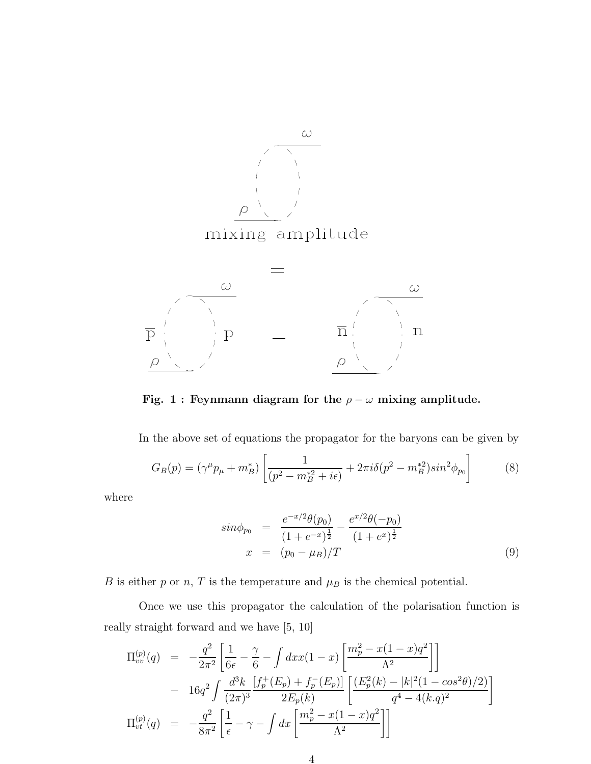mixing amplitude

=

$\overline{\text{p}}$ p — $\overline{\text{n}}$ n

**Fig. 1 : Feynmann diagram for the $\rho-\omega$ mixing amplitude.**

In the above set of equations the propagator for the baryons can be given by

$$G_B(p) = (\gamma^\mu p_\mu + m_B^*)\left[\frac{1}{(p^2 - m_B^{*2} + i\epsilon)} + 2\pi i \delta(p^2 - m_B^{*2}) sin^2\phi_{p_0}\right] \tag{8}$$

where

$$\begin{aligned} sin\phi_{p_0} &= \frac{e^{-x/2}\theta(p_0)}{(1+e^{-x})^{\frac{1}{2}}} - \frac{e^{x/2}\theta(-p_0)}{(1+e^{x})^{\frac{1}{2}}} \\ x &= (p_0 - \mu_B)/T \end{aligned} \tag{9}$$

$B$ is either $p$ or $n$, $T$ is the temperature and $\mu_B$ is the chemical potential.

Once we use this propagator the calculation of the polarisation function is really straight forward and we have [5, 10]

$$\begin{aligned} \Pi_{vv}^{(p)}(q) &= -\frac{q^2}{2\pi^2}\left[\frac{1}{6\epsilon} - \frac{\gamma}{6} - \int dx x(1-x)\left[\frac{m_p^2 - x(1-x)q^2}{\Lambda^2}\right]\right] \\ &- 16q^2 \int \frac{d^3k}{(2\pi)^3}\frac{[f_p^+(E_p) + f_p^-(E_p)]}{2E_p(k)}\left[\frac{(E_p^2(k) - |k|^2(1-cos^2\theta)/2)}{q^4 - 4(k.q)^2}\right] \\ \Pi_{vt}^{(p)}(q) &= -\frac{q^2}{8\pi^2}\left[\frac{1}{\epsilon} - \gamma - \int dx\left[\frac{m_p^2 - x(1-x)q^2}{\Lambda^2}\right]\right] \end{aligned}$$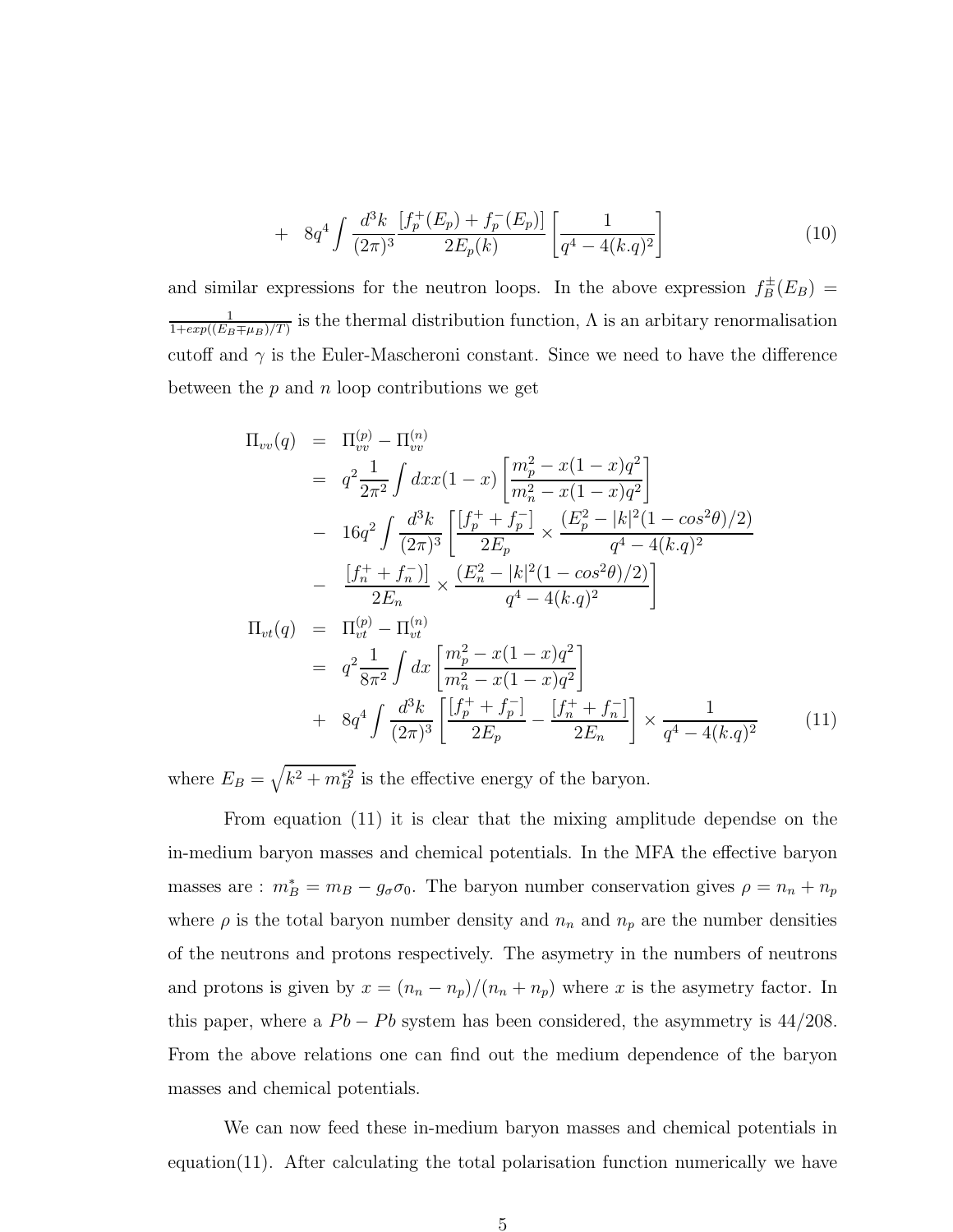$$
+ \quad 8q^4 \int \frac{d^3k}{(2\pi)^3} \frac{[f_p^+(E_p) + f_p^-(E_p)]}{2E_p(k)} \left[ \frac{1}{q^4 - 4(k.q)^2} \right] \tag{10}
$$

and similar expressions for the neutron loops. In the above expression $f_B^\pm(E_B) = \frac{1}{1+exp((E_B \mp \mu_B)/T)}$ is the thermal distribution function, $\Lambda$ is an arbitary renormalisation cutoff and $\gamma$ is the Euler-Mascheroni constant. Since we need to have the difference between the $p$ and $n$ loop contributions we get

$$
\begin{aligned}
\Pi_{vv}(q) &= \Pi_{vv}^{(p)} - \Pi_{vv}^{(n)} \\
&= q^2 \frac{1}{2\pi^2} \int dx x(1-x) \left[ \frac{m_p^2 - x(1-x)q^2}{m_n^2 - x(1-x)q^2} \right] \\
&- 16q^2 \int \frac{d^3k}{(2\pi)^3} \left[ \frac{[f_p^+ + f_p^-]}{2E_p} \times \frac{(E_p^2 - |k|^2(1-cos^2\theta)/2)}{q^4 - 4(k.q)^2} \right. \\
&- \left. \frac{[f_n^+ + f_n^-)]}{2E_n} \times \frac{(E_n^2 - |k|^2(1-cos^2\theta)/2)}{q^4 - 4(k.q)^2} \right] \\
\Pi_{vt}(q) &= \Pi_{vt}^{(p)} - \Pi_{vt}^{(n)} \\
&= q^2 \frac{1}{8\pi^2} \int dx \left[ \frac{m_p^2 - x(1-x)q^2}{m_n^2 - x(1-x)q^2} \right] \\
&+ 8q^4 \int \frac{d^3k}{(2\pi)^3} \left[ \frac{[f_p^+ + f_p^-]}{2E_p} - \frac{[f_n^+ + f_n^-]}{2E_n} \right] \times \frac{1}{q^4 - 4(k.q)^2}
\end{aligned} \tag{11}
$$

where $E_B = \sqrt{k^2 + m_B^{*2}}$ is the effective energy of the baryon.

From equation (11) it is clear that the mixing amplitude dependse on the in-medium baryon masses and chemical potentials. In the MFA the effective baryon masses are : $m_B^* = m_B - g_\sigma \sigma_0$. The baryon number conservation gives $\rho = n_n + n_p$ where $\rho$ is the total baryon number density and $n_n$ and $n_p$ are the number densities of the neutrons and protons respectively. The asymetry in the numbers of neutrons and protons is given by $x = (n_n - n_p)/(n_n + n_p)$ where $x$ is the asymetry factor. In this paper, where a $Pb - Pb$ system has been considered, the asymmetry is 44/208. From the above relations one can find out the medium dependence of the baryon masses and chemical potentials.

We can now feed these in-medium baryon masses and chemical potentials in equation(11). After calculating the total polarisation function numerically we have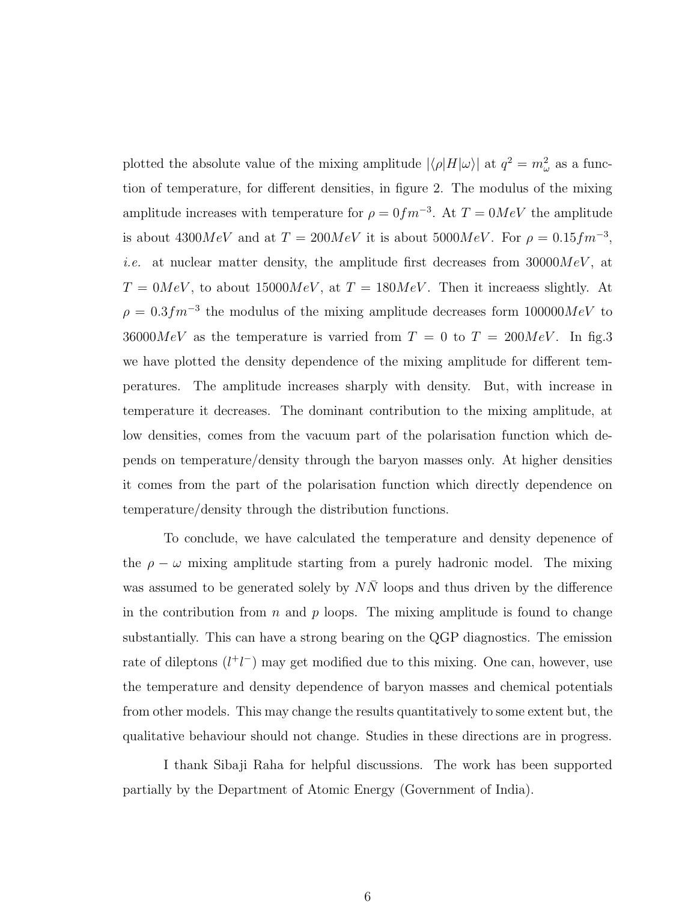plotted the absolute value of the mixing amplitude $|\langle\rho|H|\omega\rangle|$ at $q^2 = m_\omega^2$ as a function of temperature, for different densities, in figure 2. The modulus of the mixing amplitude increases with temperature for $\rho = 0 fm^{-3}$. At $T = 0MeV$ the amplitude is about $4300MeV$ and at $T = 200MeV$ it is about $5000MeV$. For $\rho = 0.15 fm^{-3}$, *i.e.* at nuclear matter density, the amplitude first decreases from $30000MeV$, at $T = 0MeV$, to about $15000MeV$, at $T = 180MeV$. Then it increaess slightly. At $\rho = 0.3 fm^{-3}$ the modulus of the mixing amplitude decreases form $100000MeV$ to $36000MeV$ as the temperature is varried from $T = 0$ to $T = 200MeV$. In fig.3 we have plotted the density dependence of the mixing amplitude for different temperatures. The amplitude increases sharply with density. But, with increase in temperature it decreases. The dominant contribution to the mixing amplitude, at low densities, comes from the vacuum part of the polarisation function which depends on temperature/density through the baryon masses only. At higher densities it comes from the part of the polarisation function which directly dependence on temperature/density through the distribution functions.

To conclude, we have calculated the temperature and density depenence of the $\rho - \omega$ mixing amplitude starting from a purely hadronic model. The mixing was assumed to be generated solely by $N\bar{N}$ loops and thus driven by the difference in the contribution from $n$ and $p$ loops. The mixing amplitude is found to change substantially. This can have a strong bearing on the QGP diagnostics. The emission rate of dileptons ($l^+l^-$) may get modified due to this mixing. One can, however, use the temperature and density dependence of baryon masses and chemical potentials from other models. This may change the results quantitatively to some extent but, the qualitative behaviour should not change. Studies in these directions are in progress.

I thank Sibaji Raha for helpful discussions. The work has been supported partially by the Department of Atomic Energy (Government of India).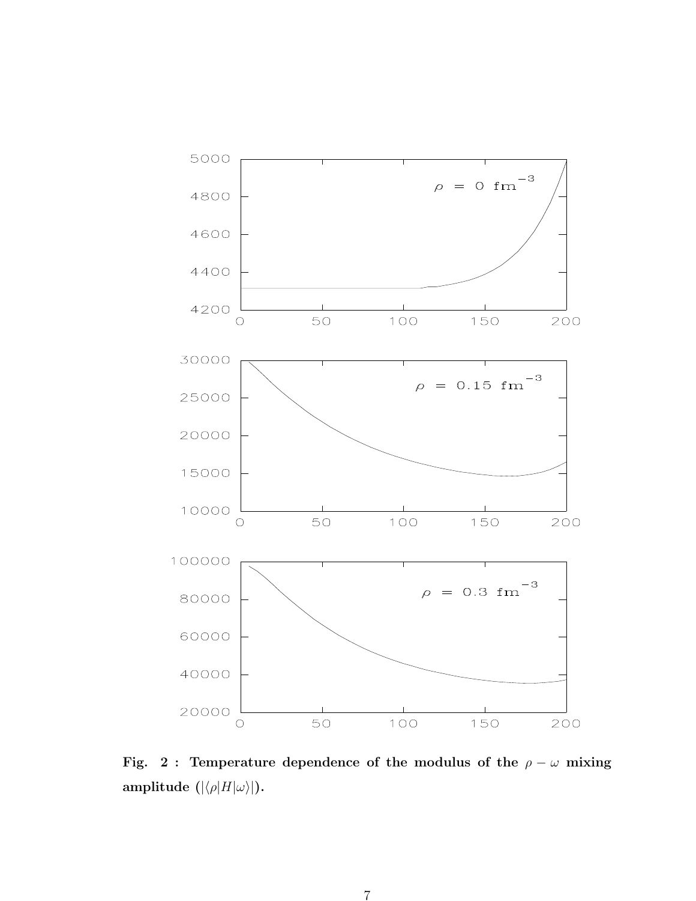**Fig. 2 : Temperature dependence of the modulus of the $\rho - \omega$ mixing amplitude ($|\langle\rho|H|\omega\rangle|$).**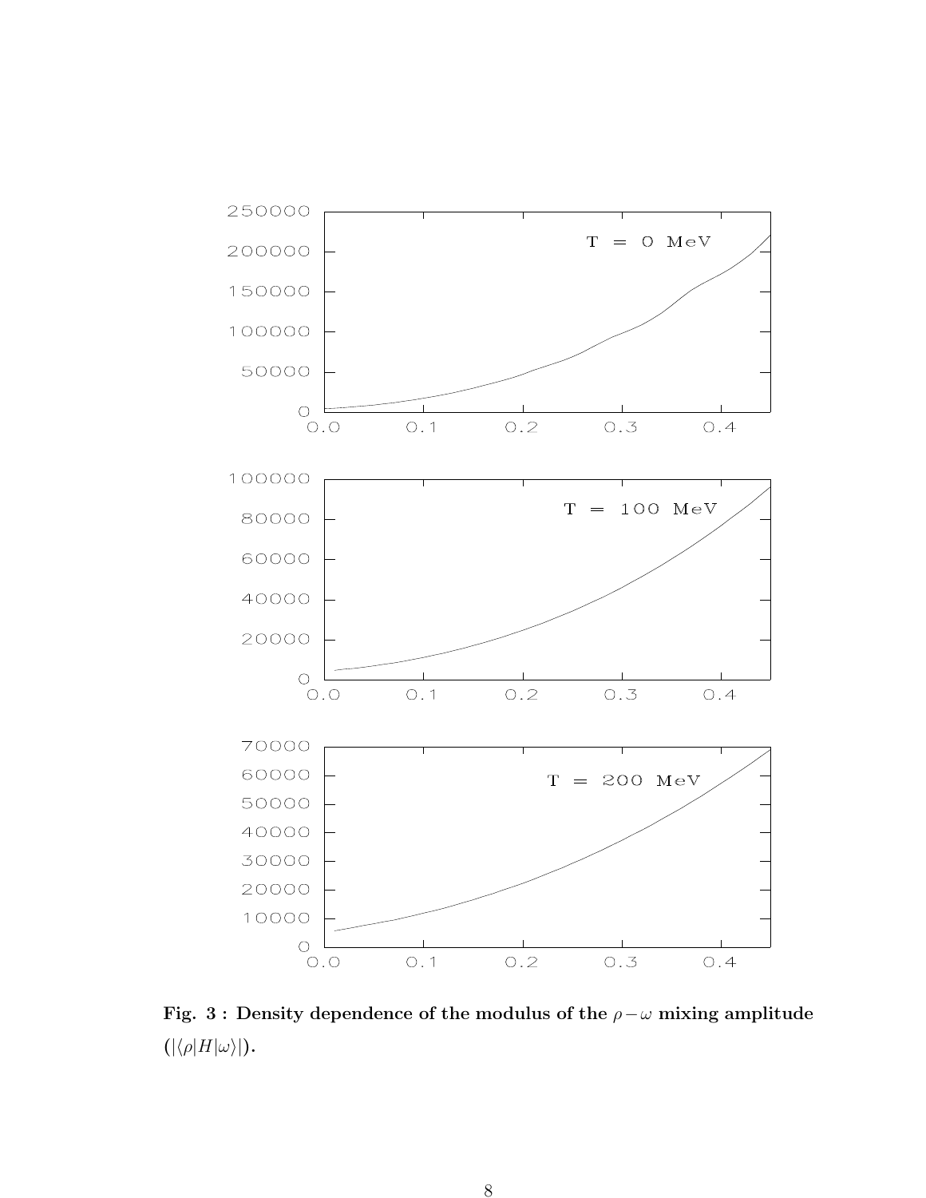**Fig. 3 : Density dependence of the modulus of the $\rho-\omega$ mixing amplitude ($|\langle\rho|H|\omega\rangle|$).**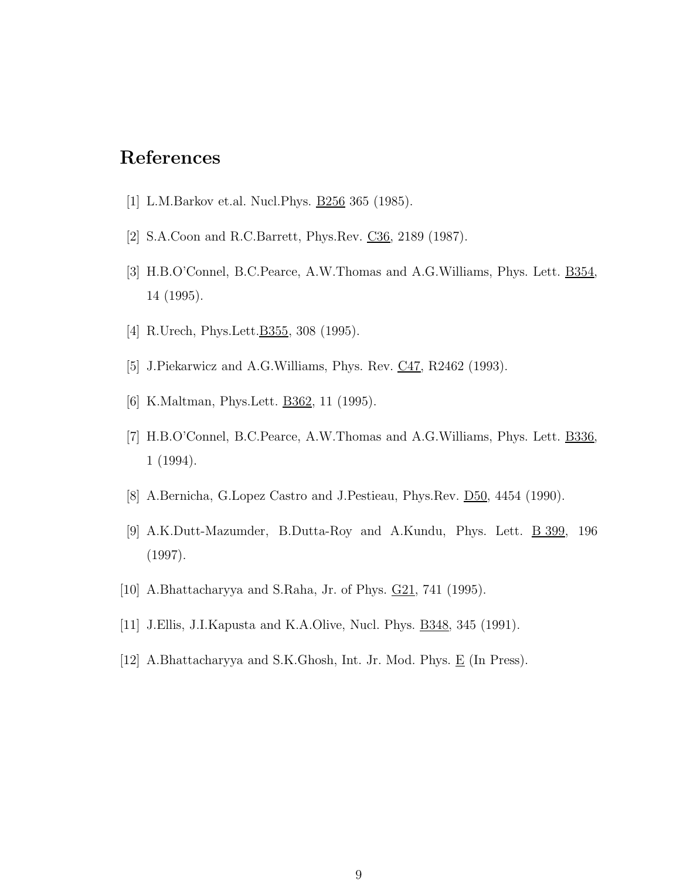## References

[1] L.M.Barkov et.al. Nucl.Phys. B256 365 (1985).

[2] S.A.Coon and R.C.Barrett, Phys.Rev. C36, 2189 (1987).

[3] H.B.O'Connel, B.C.Pearce, A.W.Thomas and A.G.Williams, Phys. Lett. B354, 14 (1995).

[4] R.Urech, Phys.Lett.B355, 308 (1995).

[5] J.Piekarwicz and A.G.Williams, Phys. Rev. C47, R2462 (1993).

[6] K.Maltman, Phys.Lett. B362, 11 (1995).

[7] H.B.O'Connel, B.C.Pearce, A.W.Thomas and A.G.Williams, Phys. Lett. B336, 1 (1994).

[8] A.Bernicha, G.Lopez Castro and J.Pestieau, Phys.Rev. D50, 4454 (1990).

[9] A.K.Dutt-Mazumder, B.Dutta-Roy and A.Kundu, Phys. Lett. B 399, 196 (1997).

[10] A.Bhattacharyya and S.Raha, Jr. of Phys. G21, 741 (1995).

[11] J.Ellis, J.I.Kapusta and K.A.Olive, Nucl. Phys. B348, 345 (1991).

[12] A.Bhattacharyya and S.K.Ghosh, Int. Jr. Mod. Phys. E (In Press).